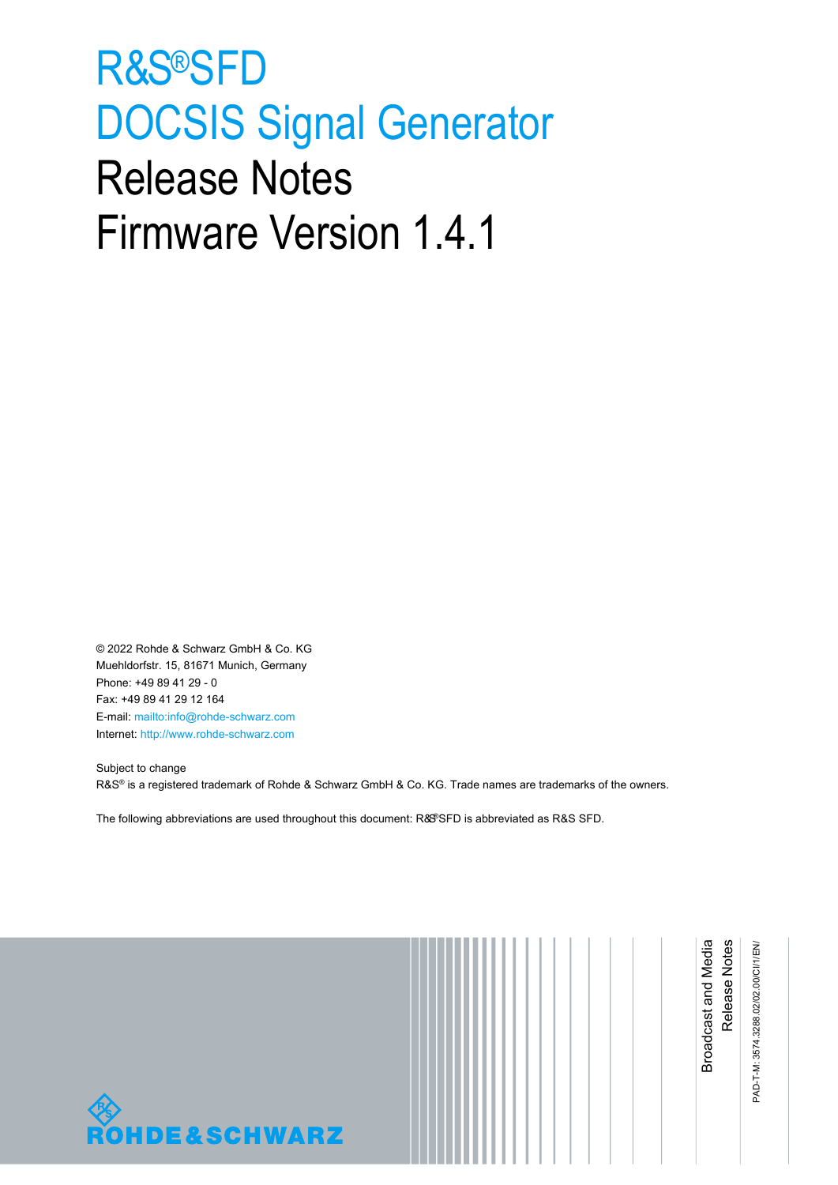# R&S®SFD DOCSIS Signal Generator Release Notes Firmware Version 1.4.1

© 2022 Rohde & Schwarz GmbH & Co. KG
Muehldorfstr. 15, 81671 Munich, Germany
Phone: +49 89 41 29 - 0
Fax: +49 89 41 29 12 164
E-mail: mailto:info@rohde-schwarz.com
Internet: http://www.rohde-schwarz.com

Subject to change
R&S® is a registered trademark of Rohde & Schwarz GmbH & Co. KG. Trade names are trademarks of the owners.

The following abbreviations are used throughout this document: R&S®SFD is abbreviated as R&S SFD.

Broadcast and Media
Release Notes

PAD-T-M: 3574.3288.02/02.00/CI/1/EN/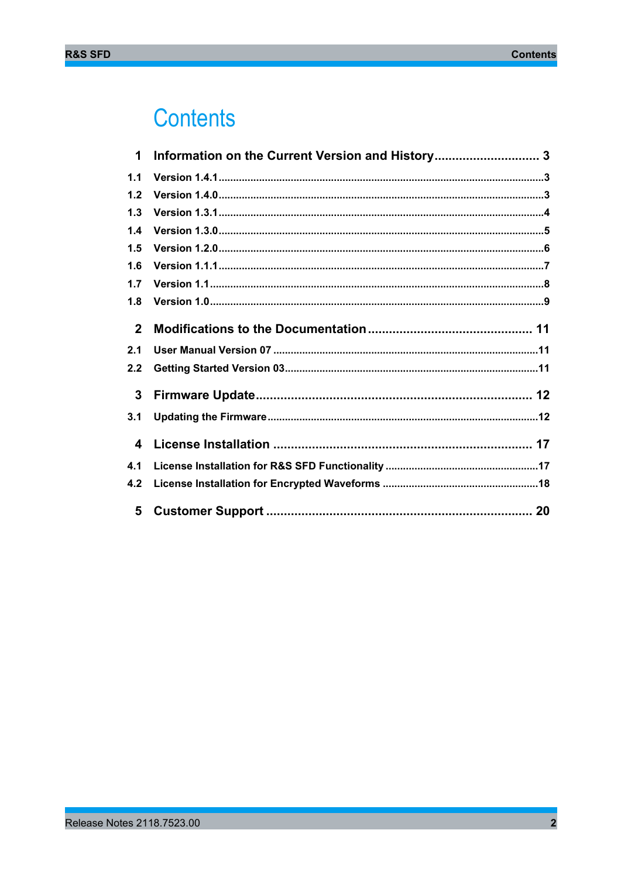# Contents

| | | |
|---|---|---|
| **1** | **Information on the Current Version and History** | **3** |
| 1.1 | Version 1.4.1 | 3 |
| 1.2 | Version 1.4.0 | 3 |
| 1.3 | Version 1.3.1 | 4 |
| 1.4 | Version 1.3.0 | 5 |
| 1.5 | Version 1.2.0 | 6 |
| 1.6 | Version 1.1.1 | 7 |
| 1.7 | Version 1.1 | 8 |
| 1.8 | Version 1.0 | 9 |
| **2** | **Modifications to the Documentation** | **11** |
| 2.1 | User Manual Version 07 | 11 |
| 2.2 | Getting Started Version 03 | 11 |
| **3** | **Firmware Update** | **12** |
| 3.1 | Updating the Firmware | 12 |
| **4** | **License Installation** | **17** |
| 4.1 | License Installation for R&S SFD Functionality | 17 |
| 4.2 | License Installation for Encrypted Waveforms | 18 |
| **5** | **Customer Support** | **20** |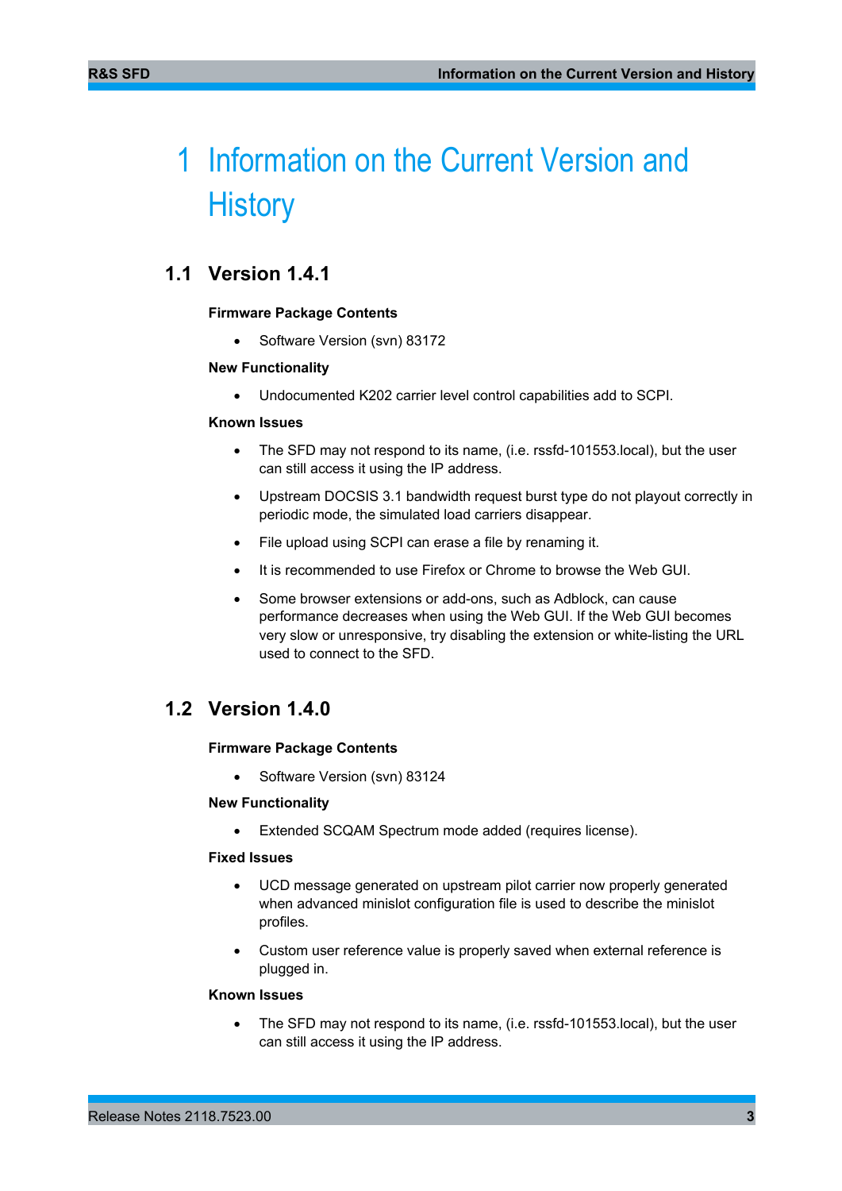# 1 Information on the Current Version and History

## 1.1 Version 1.4.1

**Firmware Package Contents**

- Software Version (svn) 83172

**New Functionality**

- Undocumented K202 carrier level control capabilities add to SCPI.

**Known Issues**

- The SFD may not respond to its name, (i.e. rssfd-101553.local), but the user can still access it using the IP address.
- Upstream DOCSIS 3.1 bandwidth request burst type do not playout correctly in periodic mode, the simulated load carriers disappear.
- File upload using SCPI can erase a file by renaming it.
- It is recommended to use Firefox or Chrome to browse the Web GUI.
- Some browser extensions or add-ons, such as Adblock, can cause performance decreases when using the Web GUI. If the Web GUI becomes very slow or unresponsive, try disabling the extension or white-listing the URL used to connect to the SFD.

## 1.2 Version 1.4.0

**Firmware Package Contents**

- Software Version (svn) 83124

**New Functionality**

- Extended SCQAM Spectrum mode added (requires license).

**Fixed Issues**

- UCD message generated on upstream pilot carrier now properly generated when advanced minislot configuration file is used to describe the minislot profiles.
- Custom user reference value is properly saved when external reference is plugged in.

**Known Issues**

- The SFD may not respond to its name, (i.e. rssfd-101553.local), but the user can still access it using the IP address.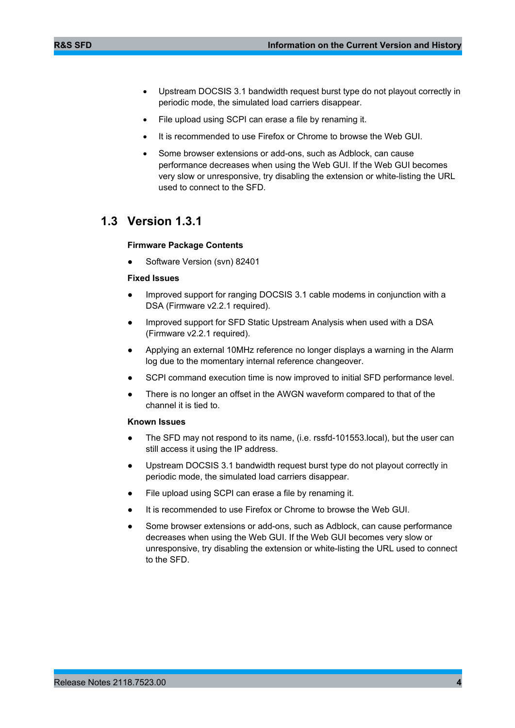- Upstream DOCSIS 3.1 bandwidth request burst type do not playout correctly in periodic mode, the simulated load carriers disappear.
- File upload using SCPI can erase a file by renaming it.
- It is recommended to use Firefox or Chrome to browse the Web GUI.
- Some browser extensions or add-ons, such as Adblock, can cause performance decreases when using the Web GUI. If the Web GUI becomes very slow or unresponsive, try disabling the extension or white-listing the URL used to connect to the SFD.

## 1.3 Version 1.3.1

**Firmware Package Contents**

- Software Version (svn) 82401

**Fixed Issues**

- Improved support for ranging DOCSIS 3.1 cable modems in conjunction with a DSA (Firmware v2.2.1 required).
- Improved support for SFD Static Upstream Analysis when used with a DSA (Firmware v2.2.1 required).
- Applying an external 10MHz reference no longer displays a warning in the Alarm log due to the momentary internal reference changeover.
- SCPI command execution time is now improved to initial SFD performance level.
- There is no longer an offset in the AWGN waveform compared to that of the channel it is tied to.

**Known Issues**

- The SFD may not respond to its name, (i.e. rssfd-101553.local), but the user can still access it using the IP address.
- Upstream DOCSIS 3.1 bandwidth request burst type do not playout correctly in periodic mode, the simulated load carriers disappear.
- File upload using SCPI can erase a file by renaming it.
- It is recommended to use Firefox or Chrome to browse the Web GUI.
- Some browser extensions or add-ons, such as Adblock, can cause performance decreases when using the Web GUI. If the Web GUI becomes very slow or unresponsive, try disabling the extension or white-listing the URL used to connect to the SFD.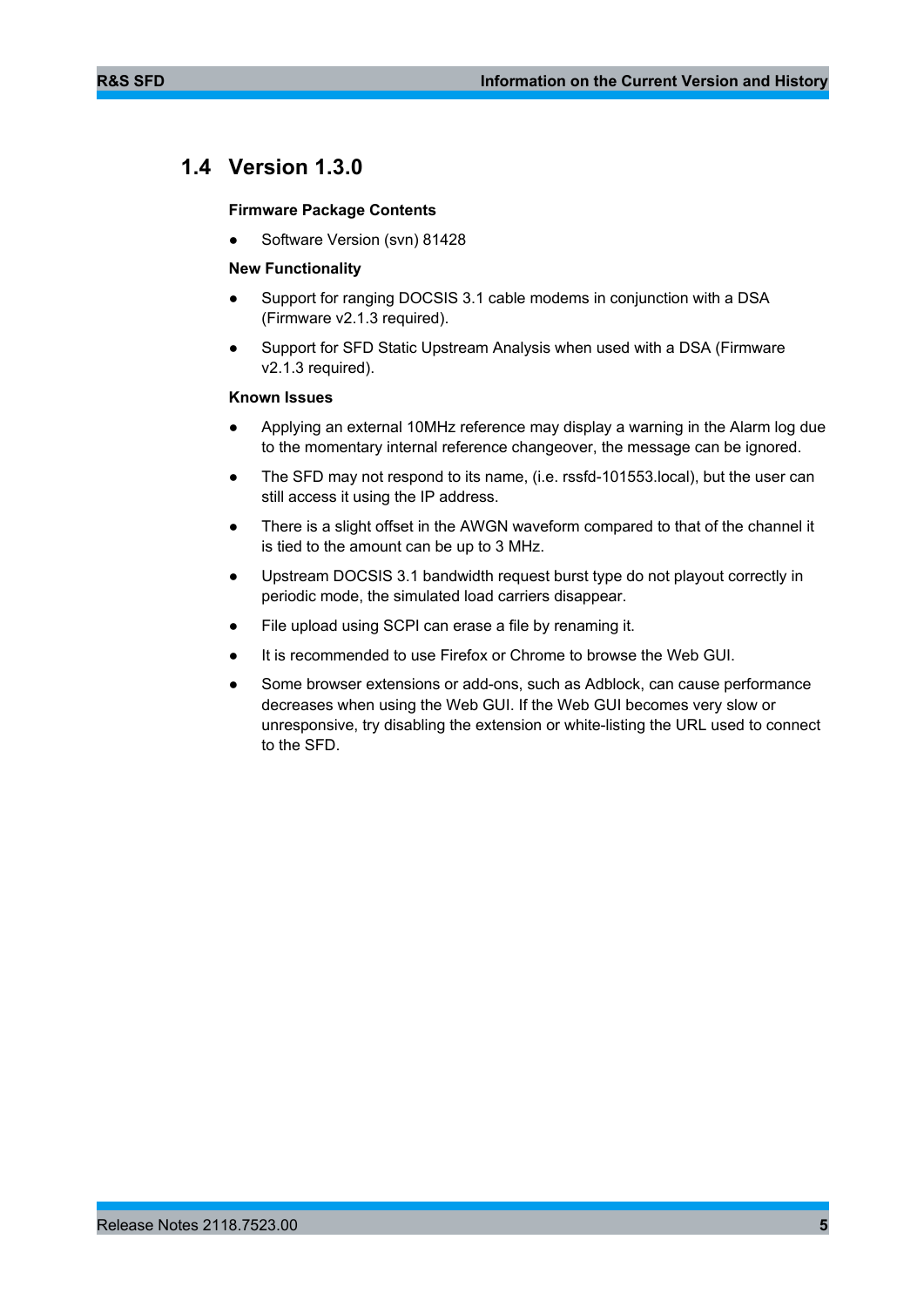## 1.4 Version 1.3.0

**Firmware Package Contents**

- Software Version (svn) 81428

**New Functionality**

- Support for ranging DOCSIS 3.1 cable modems in conjunction with a DSA (Firmware v2.1.3 required).
- Support for SFD Static Upstream Analysis when used with a DSA (Firmware v2.1.3 required).

**Known Issues**

- Applying an external 10MHz reference may display a warning in the Alarm log due to the momentary internal reference changeover, the message can be ignored.
- The SFD may not respond to its name, (i.e. rssfd-101553.local), but the user can still access it using the IP address.
- There is a slight offset in the AWGN waveform compared to that of the channel it is tied to the amount can be up to 3 MHz.
- Upstream DOCSIS 3.1 bandwidth request burst type do not playout correctly in periodic mode, the simulated load carriers disappear.
- File upload using SCPI can erase a file by renaming it.
- It is recommended to use Firefox or Chrome to browse the Web GUI.
- Some browser extensions or add-ons, such as Adblock, can cause performance decreases when using the Web GUI. If the Web GUI becomes very slow or unresponsive, try disabling the extension or white-listing the URL used to connect to the SFD.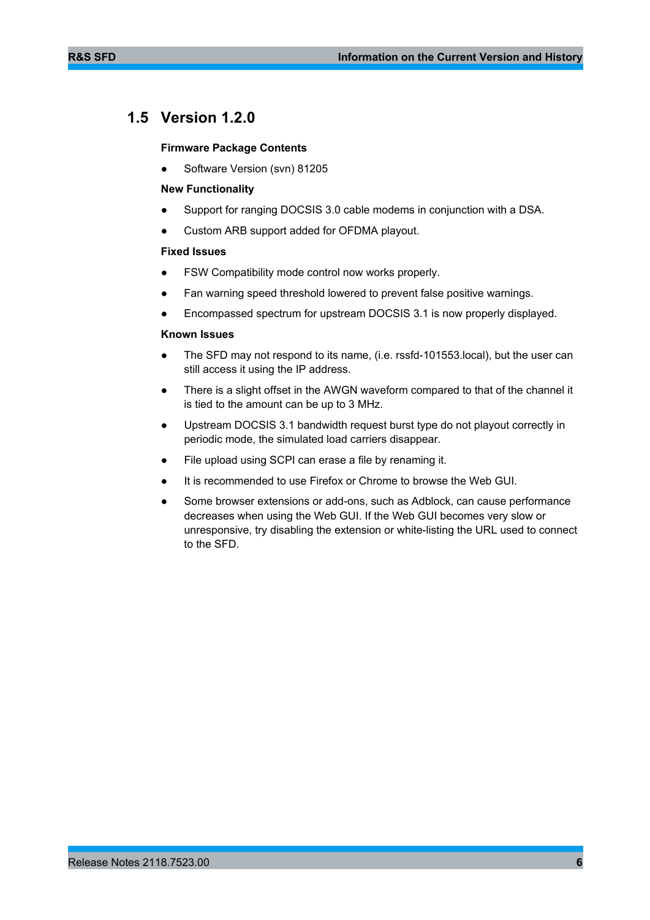## 1.5 Version 1.2.0

**Firmware Package Contents**

- Software Version (svn) 81205

**New Functionality**

- Support for ranging DOCSIS 3.0 cable modems in conjunction with a DSA.
- Custom ARB support added for OFDMA playout.

**Fixed Issues**

- FSW Compatibility mode control now works properly.
- Fan warning speed threshold lowered to prevent false positive warnings.
- Encompassed spectrum for upstream DOCSIS 3.1 is now properly displayed.

**Known Issues**

- The SFD may not respond to its name, (i.e. rssfd-101553.local), but the user can still access it using the IP address.
- There is a slight offset in the AWGN waveform compared to that of the channel it is tied to the amount can be up to 3 MHz.
- Upstream DOCSIS 3.1 bandwidth request burst type do not playout correctly in periodic mode, the simulated load carriers disappear.
- File upload using SCPI can erase a file by renaming it.
- It is recommended to use Firefox or Chrome to browse the Web GUI.
- Some browser extensions or add-ons, such as Adblock, can cause performance decreases when using the Web GUI. If the Web GUI becomes very slow or unresponsive, try disabling the extension or white-listing the URL used to connect to the SFD.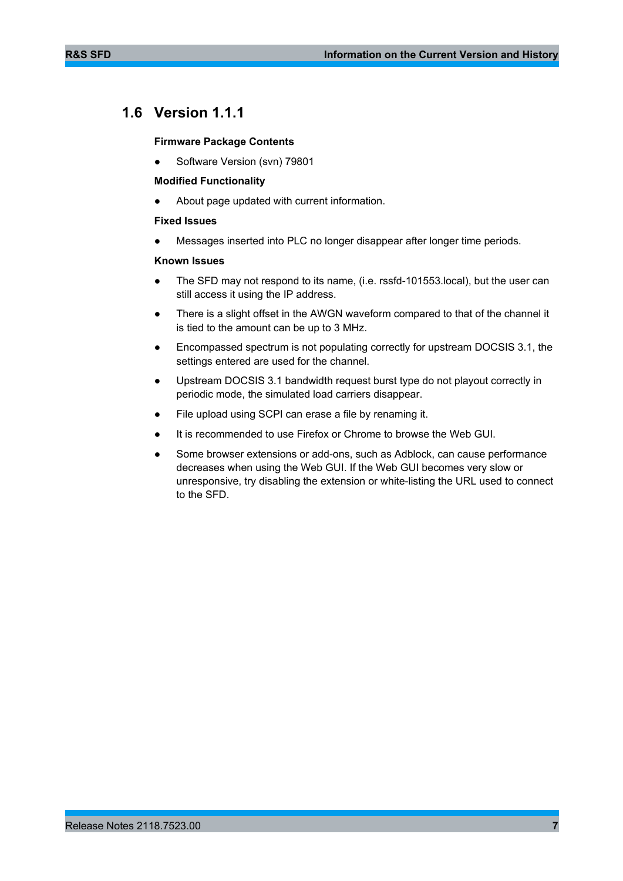## 1.6 Version 1.1.1

**Firmware Package Contents**

- Software Version (svn) 79801

**Modified Functionality**

- About page updated with current information.

**Fixed Issues**

- Messages inserted into PLC no longer disappear after longer time periods.

**Known Issues**

- The SFD may not respond to its name, (i.e. rssfd-101553.local), but the user can still access it using the IP address.
- There is a slight offset in the AWGN waveform compared to that of the channel it is tied to the amount can be up to 3 MHz.
- Encompassed spectrum is not populating correctly for upstream DOCSIS 3.1, the settings entered are used for the channel.
- Upstream DOCSIS 3.1 bandwidth request burst type do not playout correctly in periodic mode, the simulated load carriers disappear.
- File upload using SCPI can erase a file by renaming it.
- It is recommended to use Firefox or Chrome to browse the Web GUI.
- Some browser extensions or add-ons, such as Adblock, can cause performance decreases when using the Web GUI. If the Web GUI becomes very slow or unresponsive, try disabling the extension or white-listing the URL used to connect to the SFD.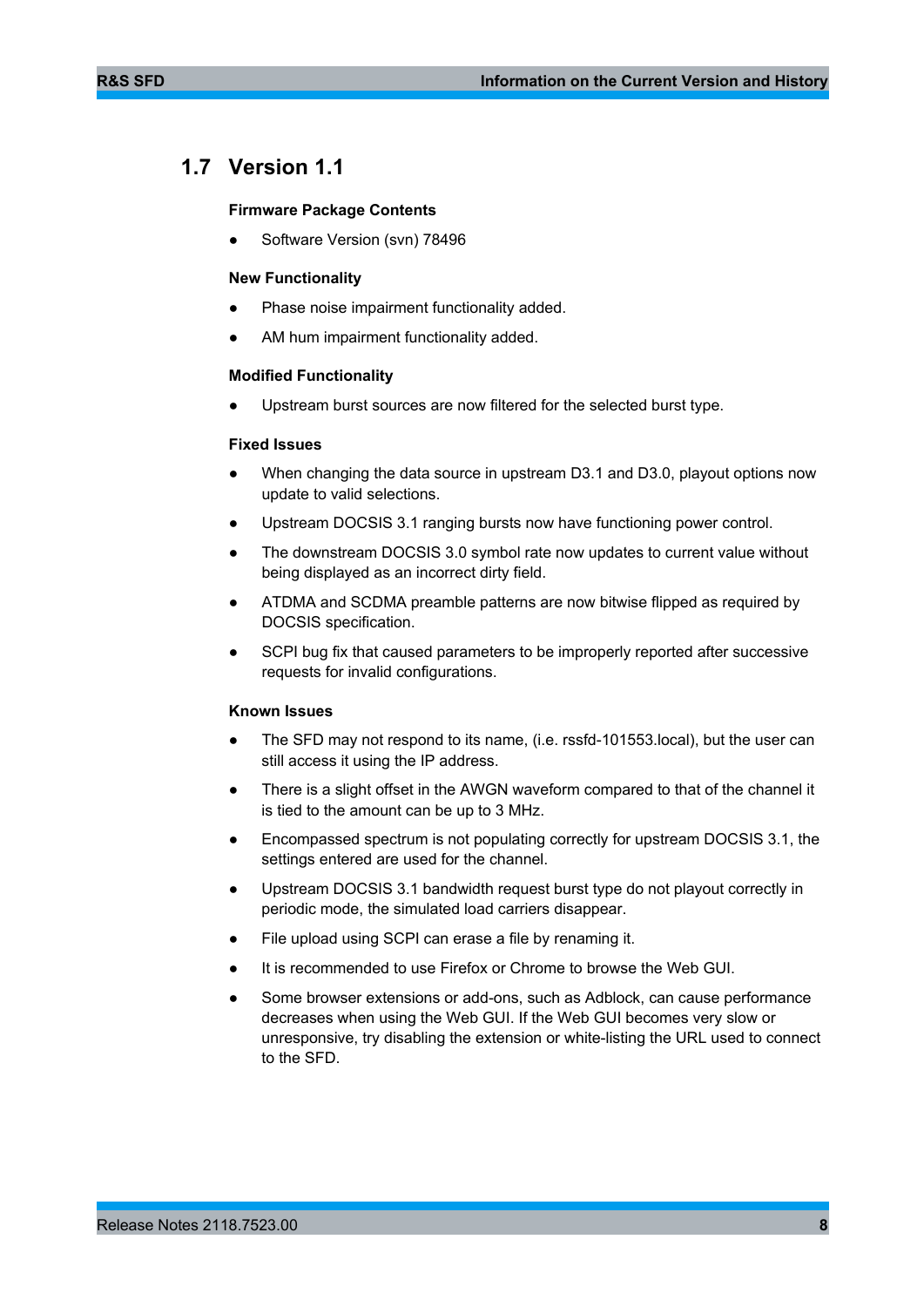## 1.7 Version 1.1

**Firmware Package Contents**

- Software Version (svn) 78496

**New Functionality**

- Phase noise impairment functionality added.
- AM hum impairment functionality added.

**Modified Functionality**

- Upstream burst sources are now filtered for the selected burst type.

**Fixed Issues**

- When changing the data source in upstream D3.1 and D3.0, playout options now update to valid selections.
- Upstream DOCSIS 3.1 ranging bursts now have functioning power control.
- The downstream DOCSIS 3.0 symbol rate now updates to current value without being displayed as an incorrect dirty field.
- ATDMA and SCDMA preamble patterns are now bitwise flipped as required by DOCSIS specification.
- SCPI bug fix that caused parameters to be improperly reported after successive requests for invalid configurations.

**Known Issues**

- The SFD may not respond to its name, (i.e. rssfd-101553.local), but the user can still access it using the IP address.
- There is a slight offset in the AWGN waveform compared to that of the channel it is tied to the amount can be up to 3 MHz.
- Encompassed spectrum is not populating correctly for upstream DOCSIS 3.1, the settings entered are used for the channel.
- Upstream DOCSIS 3.1 bandwidth request burst type do not playout correctly in periodic mode, the simulated load carriers disappear.
- File upload using SCPI can erase a file by renaming it.
- It is recommended to use Firefox or Chrome to browse the Web GUI.
- Some browser extensions or add-ons, such as Adblock, can cause performance decreases when using the Web GUI. If the Web GUI becomes very slow or unresponsive, try disabling the extension or white-listing the URL used to connect to the SFD.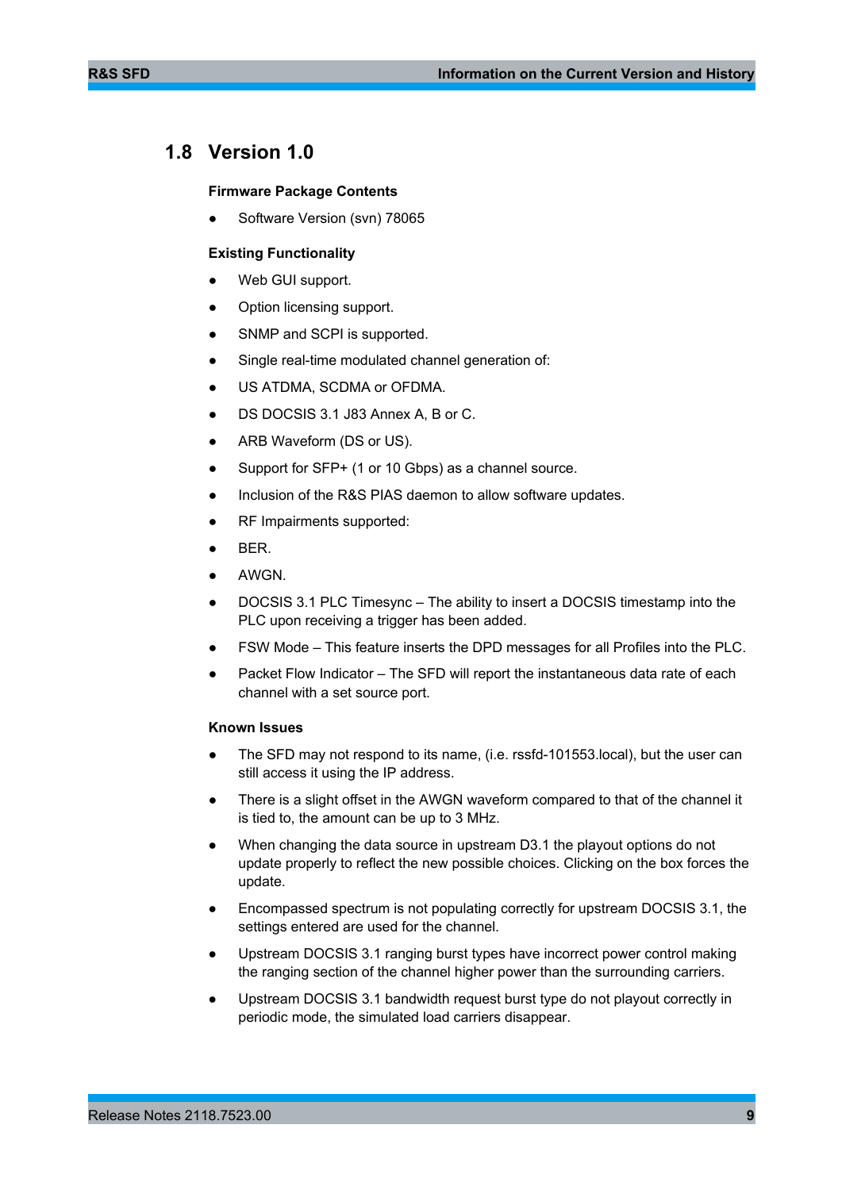## 1.8 Version 1.0

**Firmware Package Contents**

- Software Version (svn) 78065

**Existing Functionality**

- Web GUI support.
- Option licensing support.
- SNMP and SCPI is supported.
- Single real-time modulated channel generation of:
- US ATDMA, SCDMA or OFDMA.
- DS DOCSIS 3.1 J83 Annex A, B or C.
- ARB Waveform (DS or US).
- Support for SFP+ (1 or 10 Gbps) as a channel source.
- Inclusion of the R&S PIAS daemon to allow software updates.
- RF Impairments supported:
- BER.
- AWGN.
- DOCSIS 3.1 PLC Timesync – The ability to insert a DOCSIS timestamp into the PLC upon receiving a trigger has been added.
- FSW Mode – This feature inserts the DPD messages for all Profiles into the PLC.
- Packet Flow Indicator – The SFD will report the instantaneous data rate of each channel with a set source port.

**Known Issues**

- The SFD may not respond to its name, (i.e. rssfd-101553.local), but the user can still access it using the IP address.
- There is a slight offset in the AWGN waveform compared to that of the channel it is tied to, the amount can be up to 3 MHz.
- When changing the data source in upstream D3.1 the playout options do not update properly to reflect the new possible choices. Clicking on the box forces the update.
- Encompassed spectrum is not populating correctly for upstream DOCSIS 3.1, the settings entered are used for the channel.
- Upstream DOCSIS 3.1 ranging burst types have incorrect power control making the ranging section of the channel higher power than the surrounding carriers.
- Upstream DOCSIS 3.1 bandwidth request burst type do not playout correctly in periodic mode, the simulated load carriers disappear.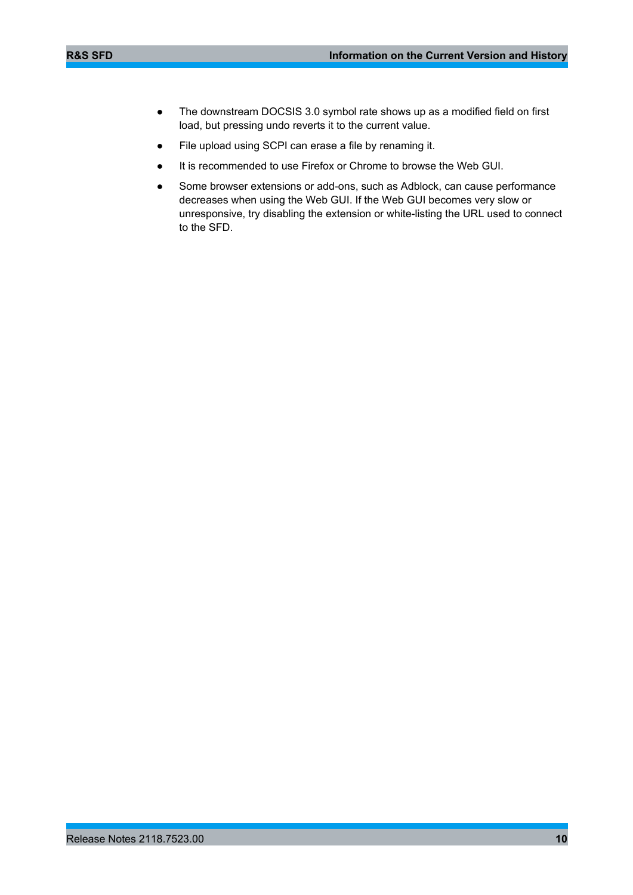- The downstream DOCSIS 3.0 symbol rate shows up as a modified field on first load, but pressing undo reverts it to the current value.
- File upload using SCPI can erase a file by renaming it.
- It is recommended to use Firefox or Chrome to browse the Web GUI.
- Some browser extensions or add-ons, such as Adblock, can cause performance decreases when using the Web GUI. If the Web GUI becomes very slow or unresponsive, try disabling the extension or white-listing the URL used to connect to the SFD.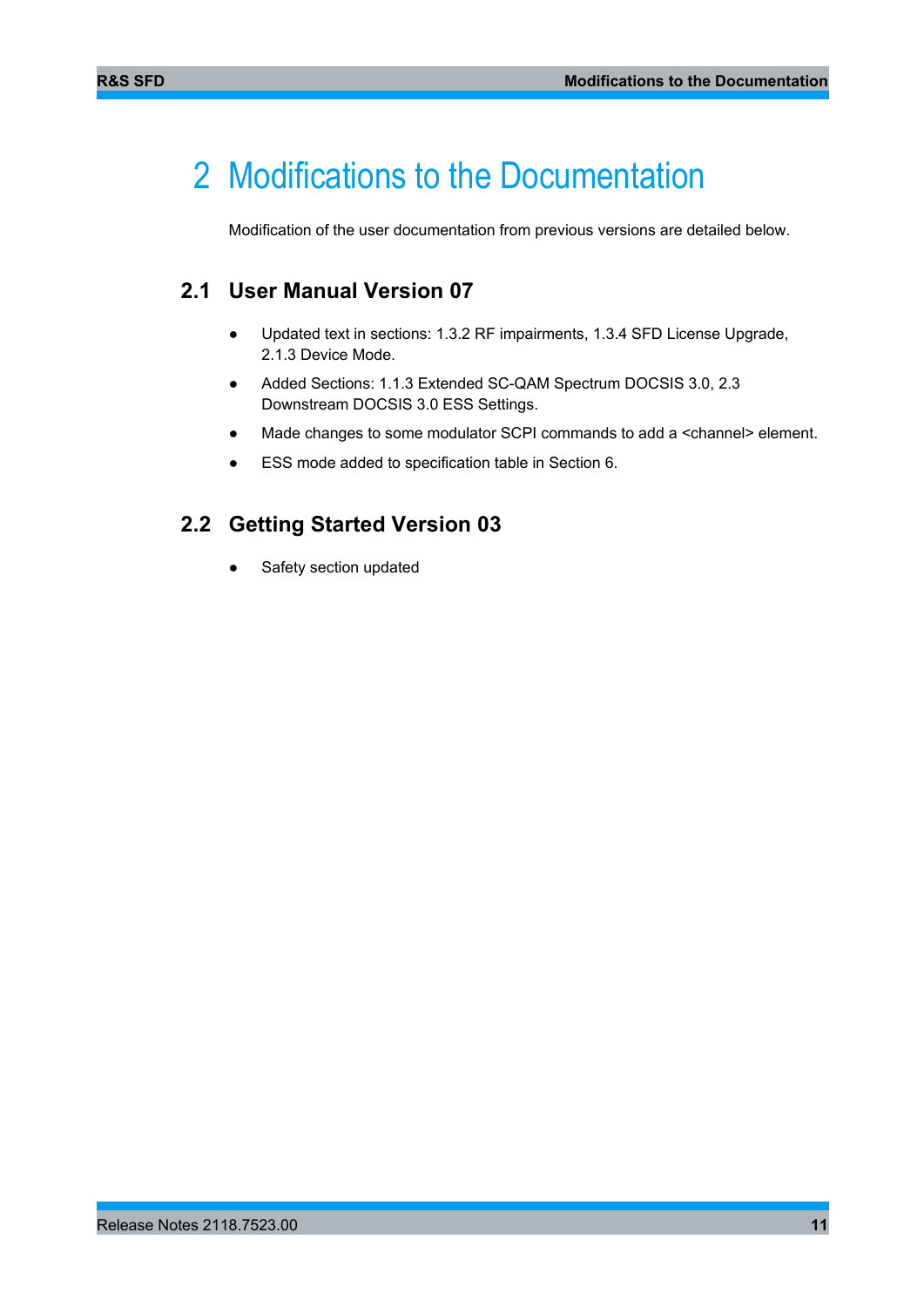# 2 Modifications to the Documentation

Modification of the user documentation from previous versions are detailed below.

## 2.1 User Manual Version 07

- Updated text in sections: 1.3.2 RF impairments, 1.3.4 SFD License Upgrade, 2.1.3 Device Mode.
- Added Sections: 1.1.3 Extended SC-QAM Spectrum DOCSIS 3.0, 2.3 Downstream DOCSIS 3.0 ESS Settings.
- Made changes to some modulator SCPI commands to add a <channel> element.
- ESS mode added to specification table in Section 6.

## 2.2 Getting Started Version 03

- Safety section updated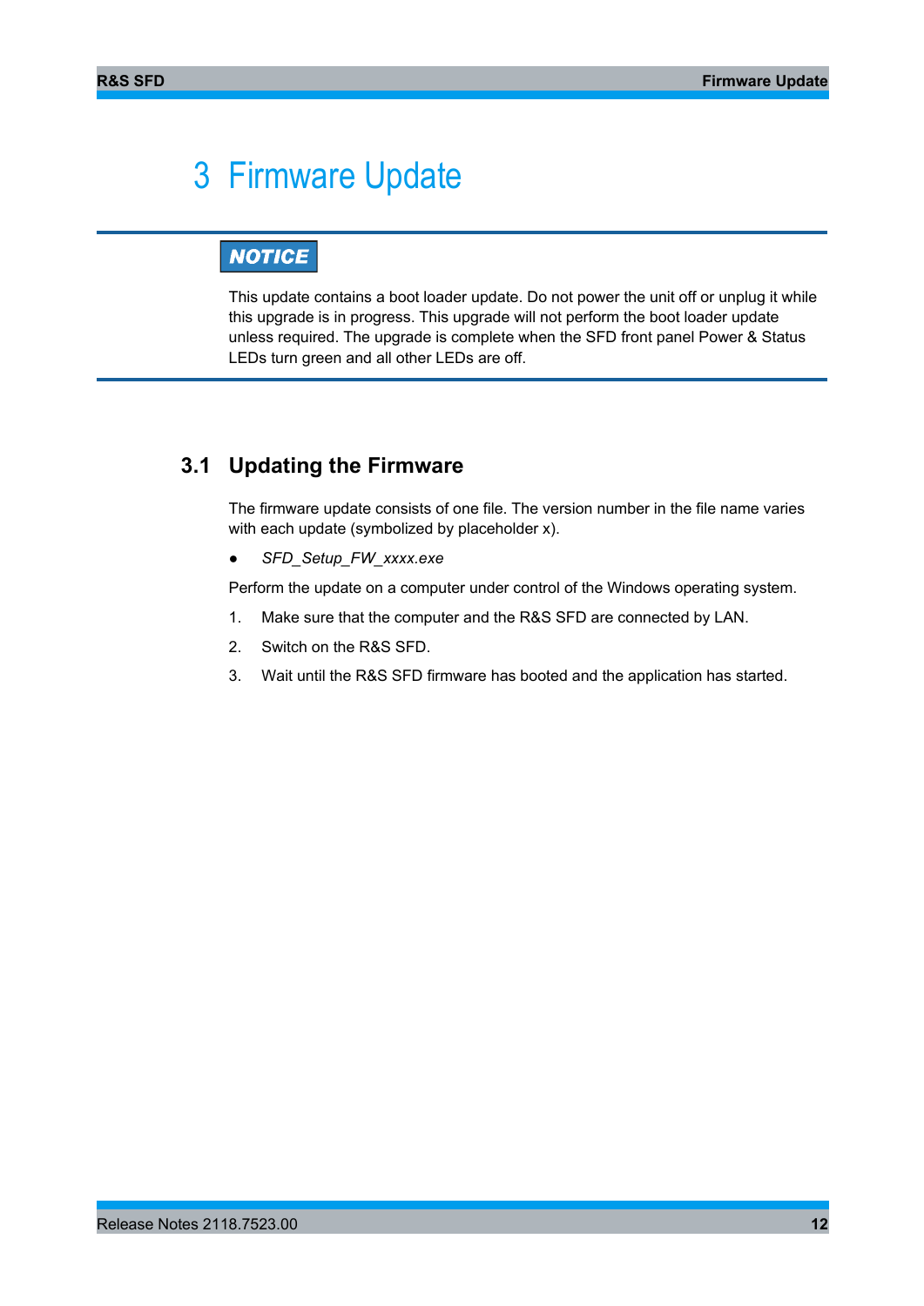# 3 Firmware Update

**NOTICE**

This update contains a boot loader update. Do not power the unit off or unplug it while this upgrade is in progress. This upgrade will not perform the boot loader update unless required. The upgrade is complete when the SFD front panel Power & Status LEDs turn green and all other LEDs are off.

## 3.1 Updating the Firmware

The firmware update consists of one file. The version number in the file name varies with each update (symbolized by placeholder x).

- *SFD_Setup_FW_xxxx.exe*

Perform the update on a computer under control of the Windows operating system.

1. Make sure that the computer and the R&S SFD are connected by LAN.
2. Switch on the R&S SFD.
3. Wait until the R&S SFD firmware has booted and the application has started.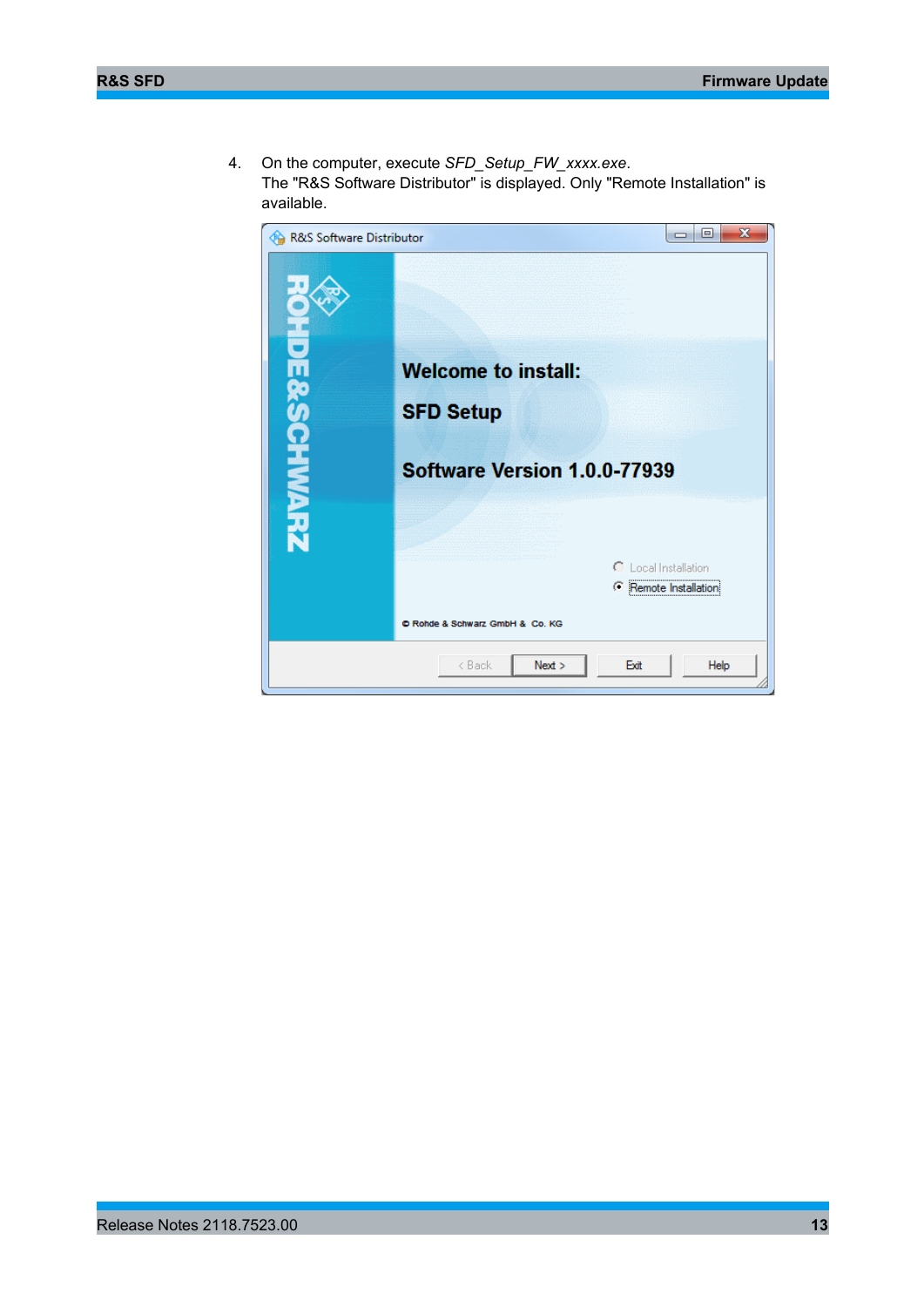4. On the computer, execute *SFD_Setup_FW_xxxx.exe*.
   The "R&S Software Distributor" is displayed. Only "Remote Installation" is available.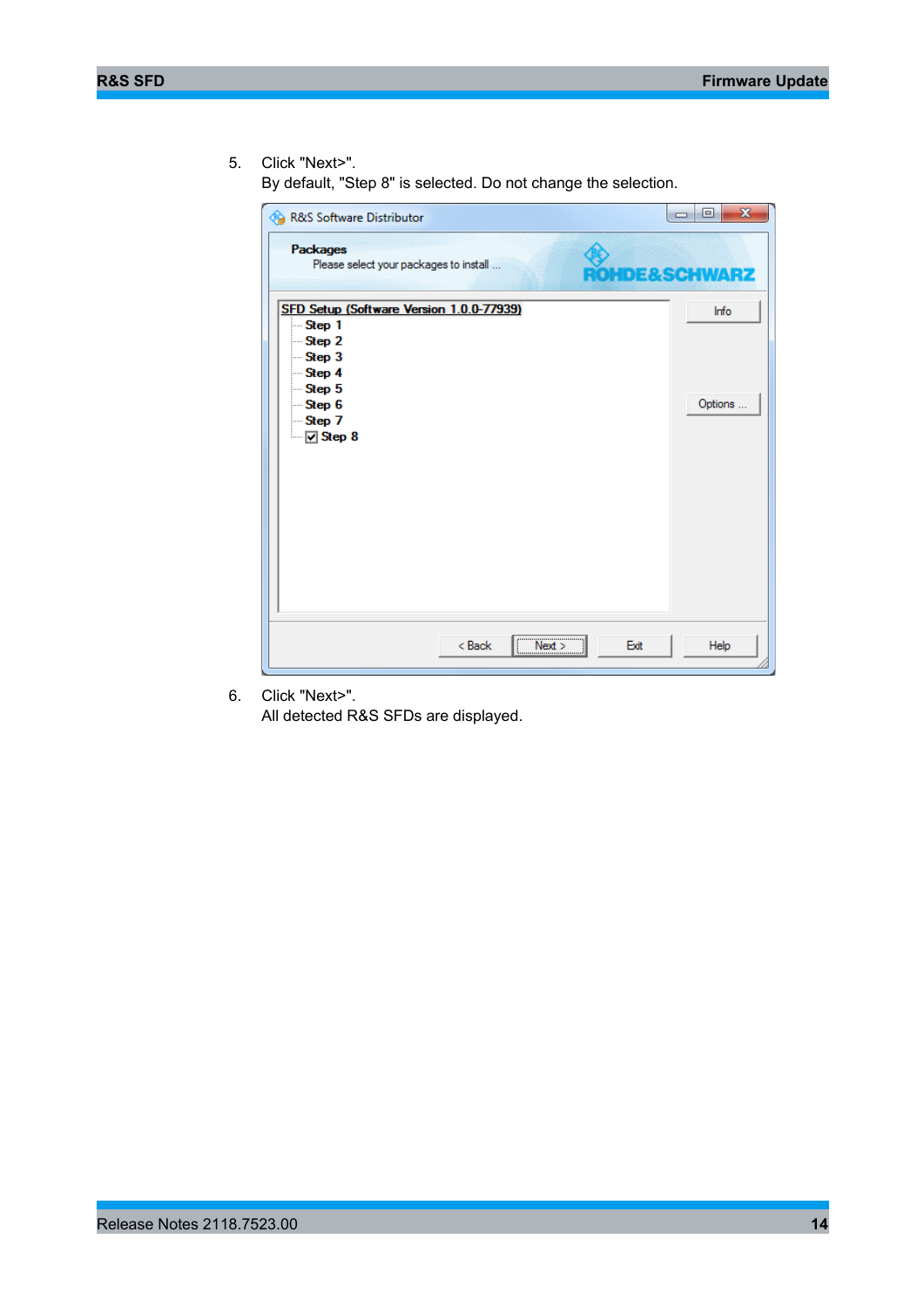5. Click "Next>".
   By default, "Step 8" is selected. Do not change the selection.

6. Click "Next>".
   All detected R&S SFDs are displayed.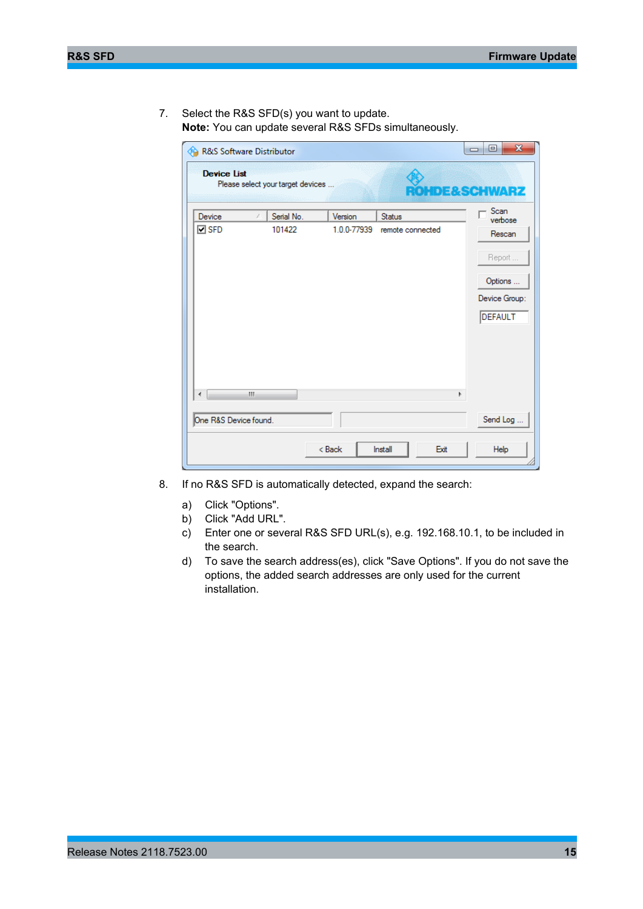7. Select the R&S SFD(s) you want to update.
   **Note:** You can update several R&S SFDs simultaneously.

8. If no R&S SFD is automatically detected, expand the search:

   a) Click "Options".
   b) Click "Add URL".
   c) Enter one or several R&S SFD URL(s), e.g. 192.168.10.1, to be included in the search.
   d) To save the search address(es), click "Save Options". If you do not save the options, the added search addresses are only used for the current installation.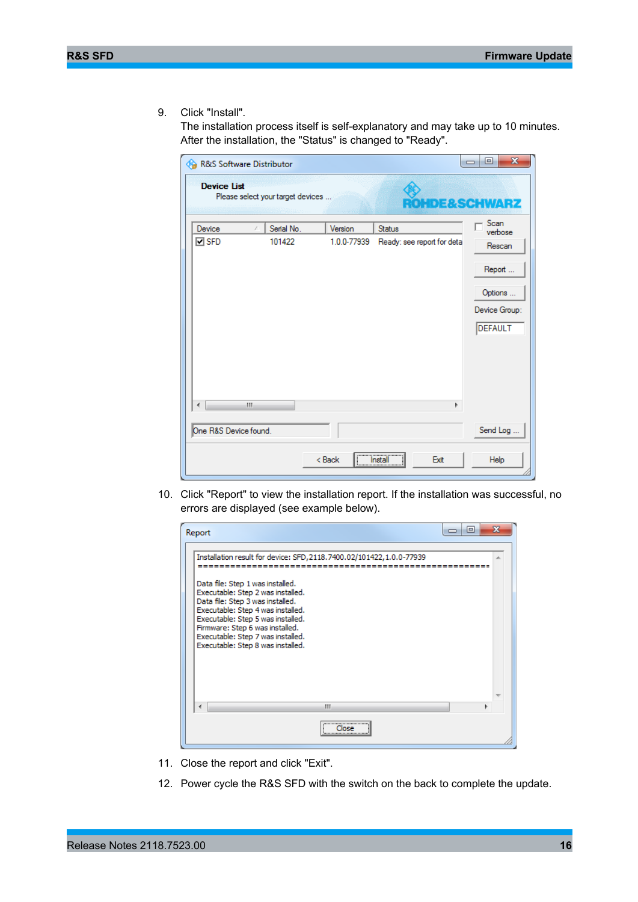9. Click "Install".
   The installation process itself is self-explanatory and may take up to 10 minutes. After the installation, the "Status" is changed to "Ready".

10. Click "Report" to view the installation report. If the installation was successful, no errors are displayed (see example below).

11. Close the report and click "Exit".

12. Power cycle the R&S SFD with the switch on the back to complete the update.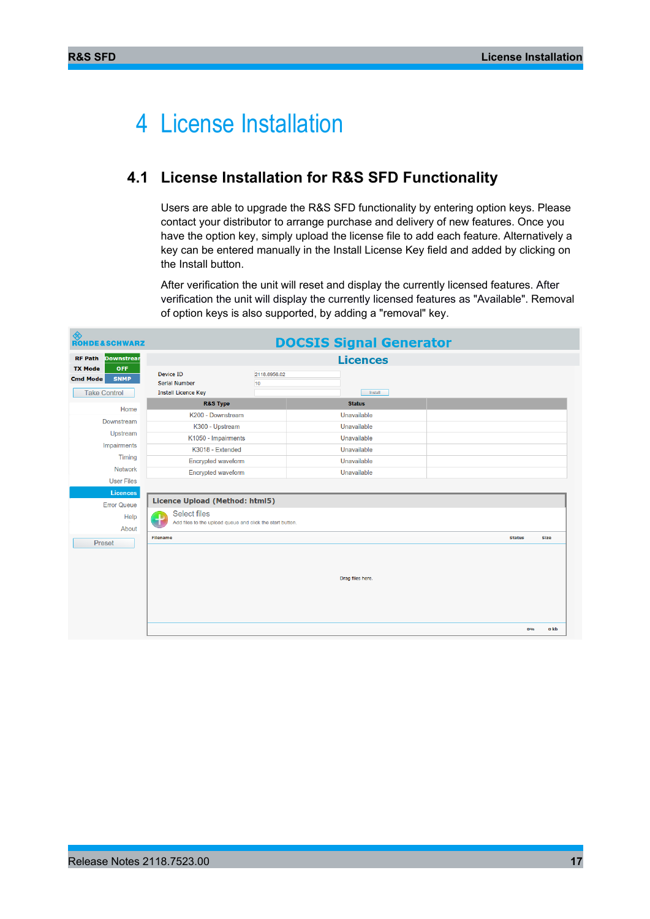# 4 License Installation

## 4.1 License Installation for R&S SFD Functionality

Users are able to upgrade the R&S SFD functionality by entering option keys. Please contact your distributor to arrange purchase and delivery of new features. Once you have the option key, simply upload the license file to add each feature. Alternatively a key can be entered manually in the Install License Key field and added by clicking on the Install button.

After verification the unit will reset and display the currently licensed features. After verification the unit will display the currently licensed features as "Available". Removal of option keys is also supported, by adding a "removal" key.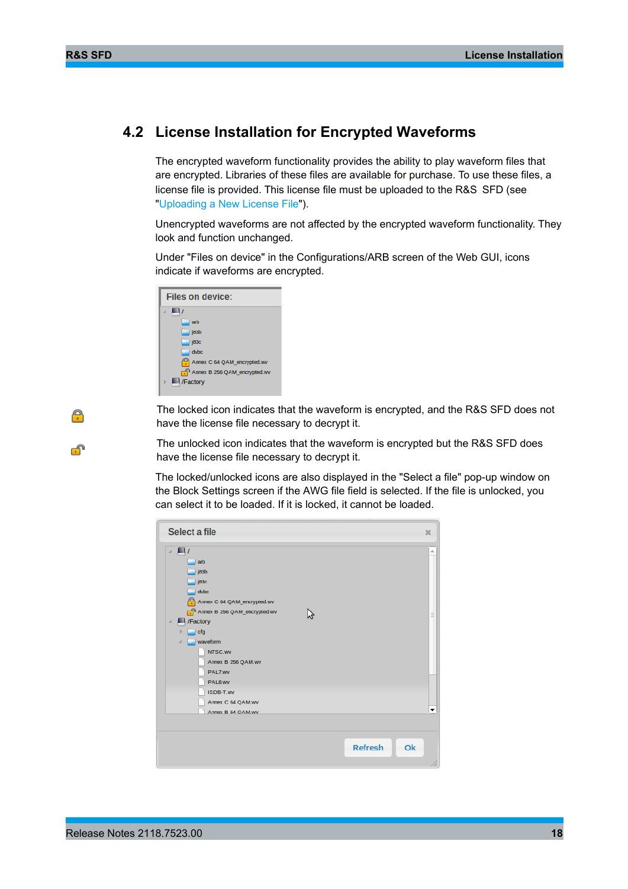## 4.2 License Installation for Encrypted Waveforms

The encrypted waveform functionality provides the ability to play waveform files that are encrypted. Libraries of these files are available for purchase. To use these files, a license file is provided. This license file must be uploaded to the R&S SFD (see "Uploading a New License File").

Unencrypted waveforms are not affected by the encrypted waveform functionality. They look and function unchanged.

Under "Files on device" in the Configurations/ARB screen of the Web GUI, icons indicate if waveforms are encrypted.

The locked icon indicates that the waveform is encrypted, and the R&S SFD does not have the license file necessary to decrypt it.

The unlocked icon indicates that the waveform is encrypted but the R&S SFD does have the license file necessary to decrypt it.

The locked/unlocked icons are also displayed in the "Select a file" pop-up window on the Block Settings screen if the AWG file field is selected. If the file is unlocked, you can select it to be loaded. If it is locked, it cannot be loaded.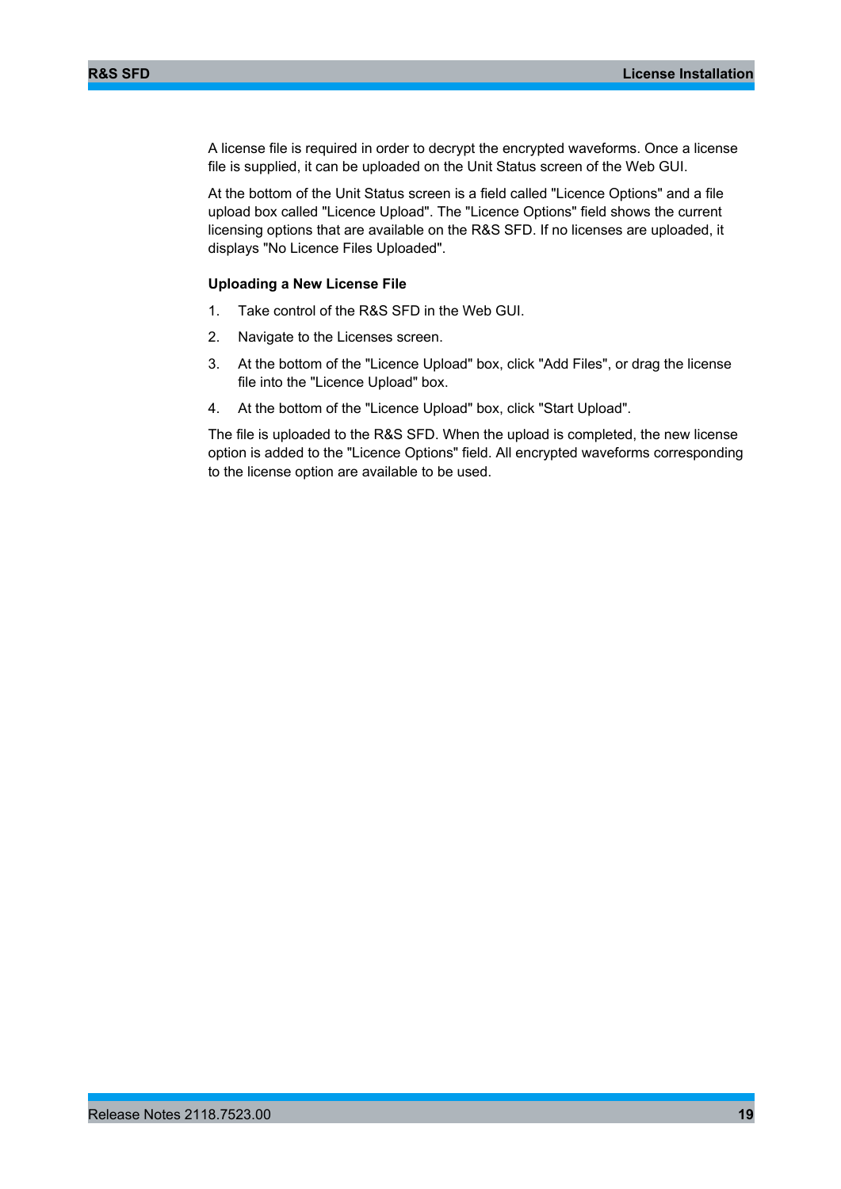A license file is required in order to decrypt the encrypted waveforms. Once a license file is supplied, it can be uploaded on the Unit Status screen of the Web GUI.

At the bottom of the Unit Status screen is a field called "Licence Options" and a file upload box called "Licence Upload". The "Licence Options" field shows the current licensing options that are available on the R&S SFD. If no licenses are uploaded, it displays "No Licence Files Uploaded".

**Uploading a New License File**

1. Take control of the R&S SFD in the Web GUI.
2. Navigate to the Licenses screen.
3. At the bottom of the "Licence Upload" box, click "Add Files", or drag the license file into the "Licence Upload" box.
4. At the bottom of the "Licence Upload" box, click "Start Upload".

The file is uploaded to the R&S SFD. When the upload is completed, the new license option is added to the "Licence Options" field. All encrypted waveforms corresponding to the license option are available to be used.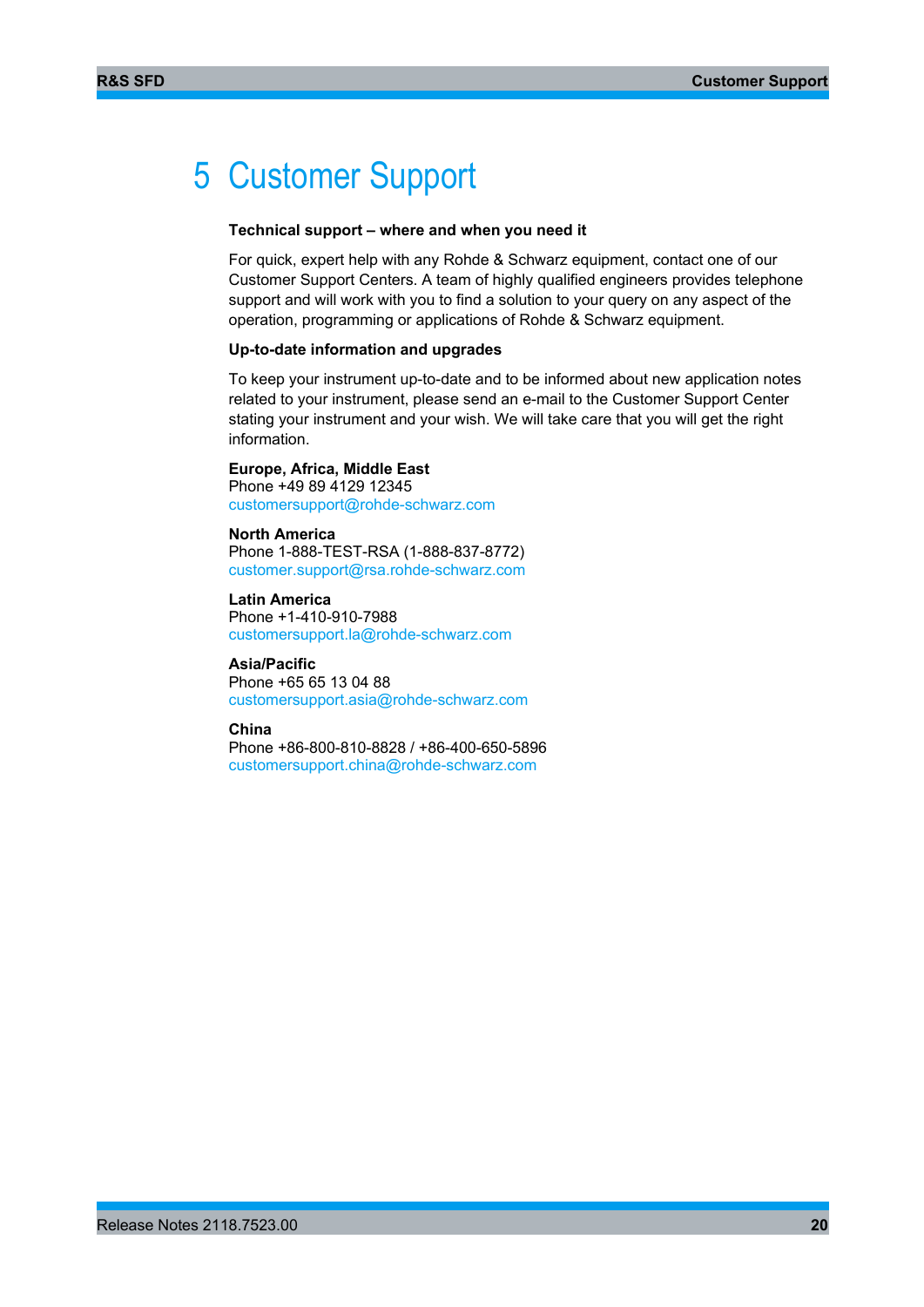# 5 Customer Support

**Technical support – where and when you need it**

For quick, expert help with any Rohde & Schwarz equipment, contact one of our Customer Support Centers. A team of highly qualified engineers provides telephone support and will work with you to find a solution to your query on any aspect of the operation, programming or applications of Rohde & Schwarz equipment.

**Up-to-date information and upgrades**

To keep your instrument up-to-date and to be informed about new application notes related to your instrument, please send an e-mail to the Customer Support Center stating your instrument and your wish. We will take care that you will get the right information.

**Europe, Africa, Middle East**
Phone +49 89 4129 12345
customersupport@rohde-schwarz.com

**North America**
Phone 1-888-TEST-RSA (1-888-837-8772)
customer.support@rsa.rohde-schwarz.com

**Latin America**
Phone +1-410-910-7988
customersupport.la@rohde-schwarz.com

**Asia/Pacific**
Phone +65 65 13 04 88
customersupport.asia@rohde-schwarz.com

**China**
Phone +86-800-810-8828 / +86-400-650-5896
customersupport.china@rohde-schwarz.com